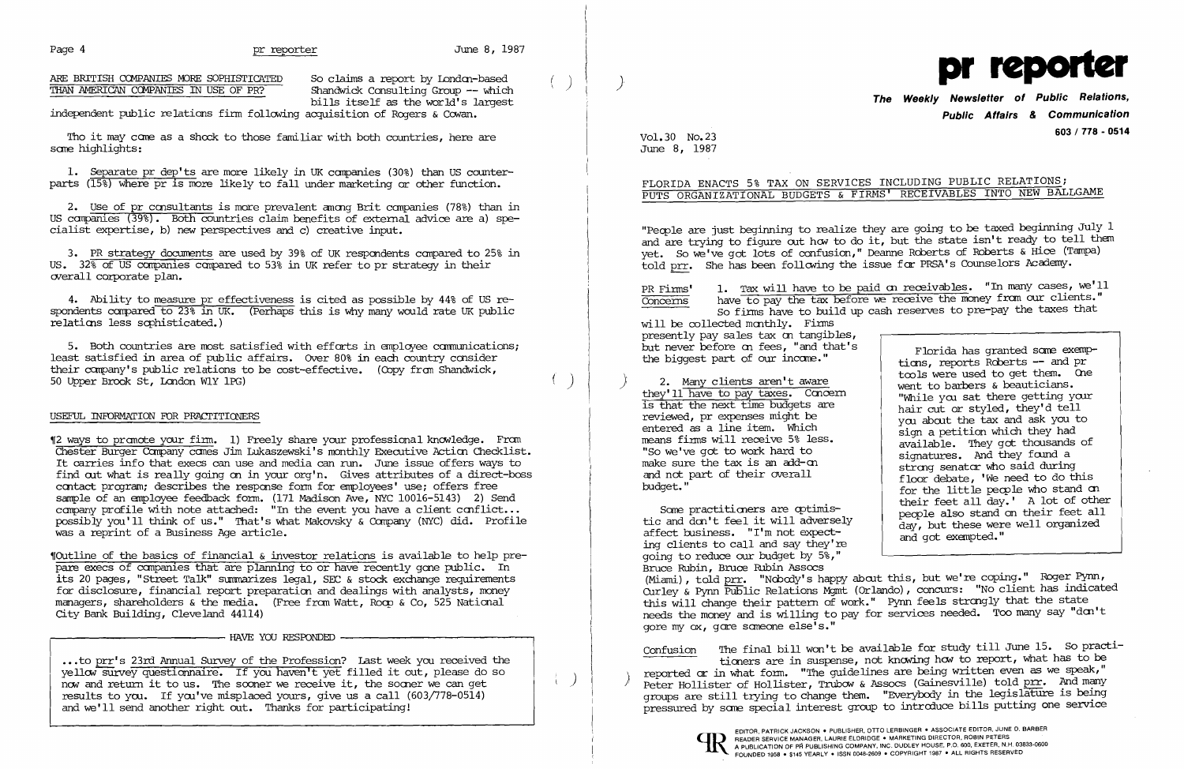## ARE BRITISH COMPANIES MORE SOPHISTICATED THAN AMERICAN COMPANIES IN USE OF PR?

So claims a report by London-based Shandwick Consulting Group -- which bills itself as the world's largest independent public relations firm following acquisition of Rogers & Cowan.

Tho it may come as a shock to those familiar with both countries, here are some highlights:

1. Separate pr dep'ts are more likely in UK companies (30%) than US counterparts (15%) where pr is more likely to fall under marketing or other function.

2. Use of pr consultants is more prevalent among Brit companies (78%) than in US companies (39%). Both countries claim benefits of external advice are a) specialist expertise, b) new perspectives and c) creative input.

3. PR strategy documents are used by 39% of UK respondents compared to 25% in US. 32% of US companies compared to 53% in UK refer to pr strategy in their overall corporate plan.

4. Ability to measure pr effectiveness is cited as possible by 44% of US respondents compared to 23% in UK. (Perhaps this is why many would rate UK public relations less sophisticated.)

5. Both countries are most satisfied with efforts in employee communications; least satisfied in area of public affairs. Over 80% in each country consider their company's public relations to be cost-effective. (Copy from Shandwick, 50 Upper Brook St, London W1Y 1PG)

## USEFUL INFORMATION FOR PRACTITIONERS

¶2 ways to promote your firm. 1) Freely share your professional knowledge. From Chester Burger Company comes Jim Lukaszewski's monthly Executive Action Checklist. It carries info that execs can use and media can run. June issue offers ways to find out what is really going on in your org'n. Gives attributes of a direct-boss contact program; describes the response form for employees' use; offers free sample of an employee feedback form. (171 Madison Ave, NYC 10016-5143) 2) Send company profile with note attached: "In the event you have a client conflict... possibly you'll think of us." That's what Makovsky & Company (NYC) did. Profile was a reprint of a Business Age article.

¶Outline of the basics of financial & investor relations is available to help prepare execs of companies that are planning to or have recently gone public. In its 20 pages, "Street Talk" summarizes legal, SEC & stock exchange requirements for disclosure, financial report preparation and dealings with analysts, money managers, shareholders & the media. (Free from Watt, Roop & Co, 525 National City Bank Building, Cleveland 44114)

---

**HAVE YOU RESPONDED**

...to prr's 23rd Annual Survey of the Profession? Last week you received the yellow survey questionnaire. If you haven't yet filled it out, please do so now and return it to us. The sooner we receive it, the sooner we can get results to you. If you've misplaced yours, give us a call (603/778-0514) and we'll send another right out. Thanks for participating!

---

# pr reporter

**The Weekly Newsletter of Public Relations, Public Affairs & Communication**

**603 / 778 - 0514**

Vol.30 No.23
June 8, 1987

## FLORIDA ENACTS 5% TAX ON SERVICES INCLUDING PUBLIC RELATIONS; PUTS ORGANIZATIONAL BUDGETS & FIRMS' RECEIVABLES INTO NEW BALLGAME

"People are just beginning to realize they are going to be taxed beginning July 1 and are trying to figure out how to do it, but the state isn't ready to tell them yet. So we've got lots of confusion," Deanne Roberts of Roberts & Hice (Tampa) told prr. She has been following the issue for PRSA's Counselors Academy.

**PR Firms' Concerns**

1. Tax will have to be paid on receivables. "In many cases, we'll have to pay the tax before we receive the money from our clients." So firms have to build up cash reserves to pre-pay the taxes that will be collected monthly. Firms presently pay sales tax on tangibles, but never before on fees, "and that's the biggest part of our income."

2. Many clients aren't aware they'll have to pay taxes. Concern is that the next time budgets are reviewed, pr expenses might be entered as a line item. Which means firms will receive 5% less. "So we've got to work hard to make sure the tax is an add-on and not part of their overall budget."

Some practitioners are optimistic and don't feel it will adversely affect business. "I'm not expecting clients to call and say they're going to reduce our budget by 5%," Bruce Rubin, Bruce Rubin Assocs (Miami), told prr. "Nobody's happy about this, but we're coping." Roger Pynn, Curley & Pynn Public Relations Mgmt (Orlando), concurs: "No client has indicated this will change their pattern of work." Pynn feels strongly that the state needs the money and is willing to pay for services needed. Too many say "don't gore my ox, gore someone else's."

> Florida has granted some exemptions, reports Roberts -- and pr tools were used to get them. One went to barbers & beauticians. "While you sat there getting your hair cut or styled, they'd tell you about the tax and ask you to sign a petition which they had available. They got thousands of signatures. And they found a strong senator who said during floor debate, 'We need to do this for the little people who stand on their feet all day.' A lot of other people also stand on their feet all day, but these were well organized and got exempted."

**Confusion**

The final bill won't be available for study till June 15. So practitioners are in suspense, not knowing how to report, what has to be reported or in what form. "The guidelines are being written even as we speak," Peter Hollister of Hollister, Trubow & Assocs (Gainesville) told prr. And many groups are still trying to change them. "Everybody in the legislature is being pressured by some special interest group to introduce bills putting one service

EDITOR, PATRICK JACKSON • PUBLISHER, OTTO LERBINGER • ASSOCIATE EDITOR, JUNE D. BARBER
READER SERVICE MANAGER, LAURIE ELDRIDGE • MARKETING DIRECTOR, ROBIN PETERS
A PUBLICATION OF PR PUBLISHING COMPANY, INC. DUDLEY HOUSE, P.O. 600, EXETER, N.H. 03833-0600
FOUNDED 1958 • $145 YEARLY • ISSN 0048-2609 • COPYRIGHT 1987 • ALL RIGHTS RESERVED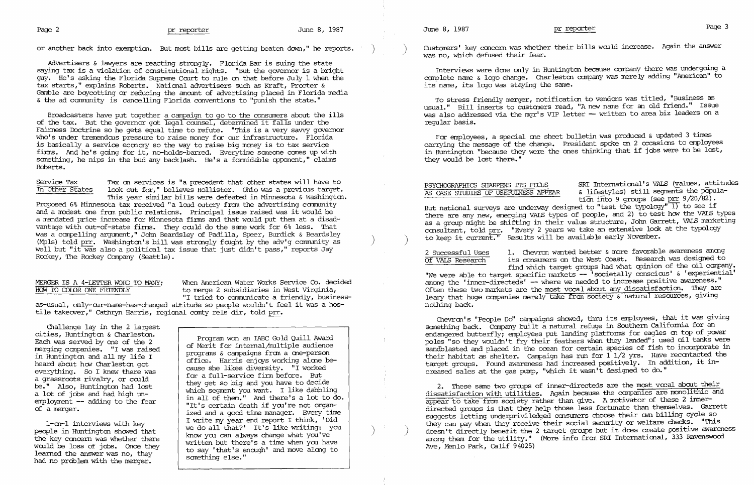or another back into exemption. But most bills are getting beaten down," he reports.

Advertisers & lawyers are reacting strongly. Florida Bar is suing the state saying tax is a violation of constitutional rights. "But the governor is a bright guy. He's asking the Florida Supreme Court to rule on that before July 1 when the tax starts," explains Roberts. National advertisers such as Kraft, Procter & Gamble are boycotting or reducing the amount of advertising placed in Florida media & the ad community is cancelling Florida conventions to "punish the state."

Broadcasters have put together a campaign to go to the consumers about the ills of the tax. But the governor got legal counsel, determined it falls under the Fairness Doctrine so he gets equal time to refute. "This is a very savvy governor who's under tremendous pressure to raise money for our infrastructure. Florida is basically a service economy so the way to raise big money is to tax service firms. And he's going for it, no-holds-barred. Everytime someone comes up with something, he nips in the bud any backlash. He's a formidable opponent," claims Roberts.

**Service Tax In Other States** Tax on services is "a precedent that other states will have to look out for," believes Hollister. Ohio was a previous target. This year similar bills were defeated in Minnesota & Washington. Proposed 6% Minnesota tax received "a loud outcry from the advertising community and a modest one from public relations. Principal issue raised was it would be a mandated price increase for Minnesota firms and that would put them at a disadvantage with out-of-state firms. They could do the same work for 6% less. That was a compelling argument," John Beardsley of Padilla, Speer, Burdick & Beardsley (Mpls) told prr. Washington's bill was strongly fought by the adv'g community as well but "it was also a political tax issue that just didn't pass," reports Jay Rockey, The Rockey Company (Seattle).

## MERGER IS A 4-LETTER WORD TO MANY; HOW TO COLOR ONE FRIENDLY

When American Water Works Service Co. decided to merge 2 subsidiaries in West Virginia, "I tried to communicate a friendly, business-as-usual, only-our-name-has-changed attitude so people wouldn't feel it was a hostile takeover," Cathryn Harris, regional comty rels dir, told prr.

Challenge lay in the 2 largest cities, Huntington & Charleston. Each was served by one of the 2 merging companies. "I was raised in Huntington and all my life I heard about how Charleston got everything. So I knew there was a grassroots rivalry, or could be." Also, Huntington had lost a lot of jobs and had high unemployment -- adding to the fear of a merger.

1-on-1 interviews with key people in Huntington showed that the key concern was whether there would be loss of jobs. Once they learned the answer was no, they had no problem with the merger.

> Program won an IABC Gold Quill Award of Merit for internal/multiple audience programs & campaigns from a one-person office. Harris enjoys working alone because she likes diversity. "I worked for a full-service firm before. But they get so big and you have to decide which segment you want. I like dabbling in all of them." And there's a lot to do. "It's certain death if you're not organized and a good time manager. Every time I write my year end report I think, 'Did we do all that?' It's like writing: you know you can always change what you've written but there's a time when you have to say 'that's enough' and move along to something else."

Customers' key concern was whether their bills would increase. Again the answer was no, which defused their fear.

Interviews were done only in Huntington because company there was undergoing a complete name & logo change. Charleston company was merely adding "American" to its name, its logo was staying the same.

To stress friendly merger, notification to vendors was titled, "Business as usual." Bill inserts to customers read, "A new name for an old friend." Issue was also addressed via the mgr's VIP letter — written to area biz leaders on a regular basis.

For employees, a special one sheet bulletin was produced & updated 3 times carrying the message of the change. President spoke on 2 occasions to employees in Huntington "because they were the ones thinking that if jobs were to be lost, they would be lost there."

## PSYCHOGRAPHICS SHARPENS ITS FOCUS AS CASE STUDIES OF USEFULNESS APPEAR

SRI International's VALS (values, attitudes & lifestyles) still segments the population into 9 groups (see prr 9/20/82). But national surveys are underway designed to "test the typology" 1) to see if there are any new, emerging VALS types of people, and 2) to test how the VALS types as a group might be shifting in their value structure, John Garrett, VALS marketing consultant, told prr. "Every 2 years we take an extensive look at the typology to keep it current." Results will be available early November.

**2 Successful Uses Of VALS Research** 1. Chevron wanted better & more favorable awareness among its consumers on the West Coast. Research was designed to find which target groups had what opinion of the oil company. "We were able to target specific markets -- 'societally conscious' & 'experiential' among the 'inner-directeds' -- where we needed to increase positive awareness." Often these two markets are the most vocal about any dissatisfaction. They are leary that huge companies merely take from society & natural resources, giving nothing back.

Chevron's "People Do" campaigns showed, thru its employees, that it was giving something back. Company built a natural refuge in Southern California for an endangered butterfly; employees put landing platforms for eagles on top of power poles "so they wouldn't fry their feathers when they landed"; used oil tanks were sandblasted and placed in the ocean for certain species of fish to incorporate in their habitat as shelter. Campaign has run for 1 1/2 yrs. Have recontacted the target groups. Found awareness had increased positively. In addition, it increased sales at the gas pump, "which it wasn't designed to do."

2. These same two groups of inner-directeds are the most vocal about their dissatisfaction with utilities. Again because the companies are monolithic and appear to take from society rather than give. A motivator of these 2 inner-directed groups is that they help those less fortunate than themselves. Garrett suggests letting underprivileged consumers choose their own billing cycle so they can pay when they receive their social security or welfare checks. "This doesn't directly benefit the 2 target groups but it does create positive awareness among them for the utility." (More info from SRI International, 333 Ravenswood Ave, Menlo Park, Calif 94025)